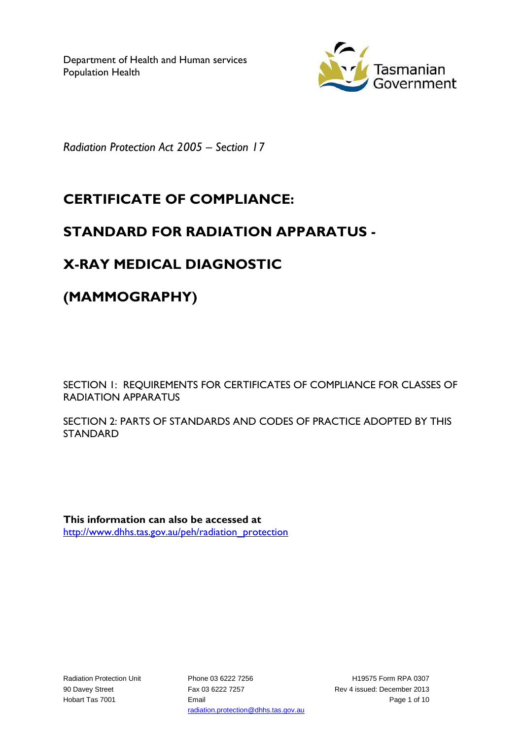Department of Health and Human services
Population Health

Tasmanian Government

*Radiation Protection Act 2005 – Section 17*

# CERTIFICATE OF COMPLIANCE:

# STANDARD FOR RADIATION APPARATUS -

# X-RAY MEDICAL DIAGNOSTIC

# (MAMMOGRAPHY)

SECTION 1: REQUIREMENTS FOR CERTIFICATES OF COMPLIANCE FOR CLASSES OF RADIATION APPARATUS

SECTION 2: PARTS OF STANDARDS AND CODES OF PRACTICE ADOPTED BY THIS STANDARD

**This information can also be accessed at**
http://www.dhhs.tas.gov.au/peh/radiation_protection

Radiation Protection Unit
90 Davey Street
Hobart Tas 7001

Phone 03 6222 7256
Fax 03 6222 7257
Email
radiation.protection@dhhs.tas.gov.au

H19575 Form RPA 0307
Rev 4 issued: December 2013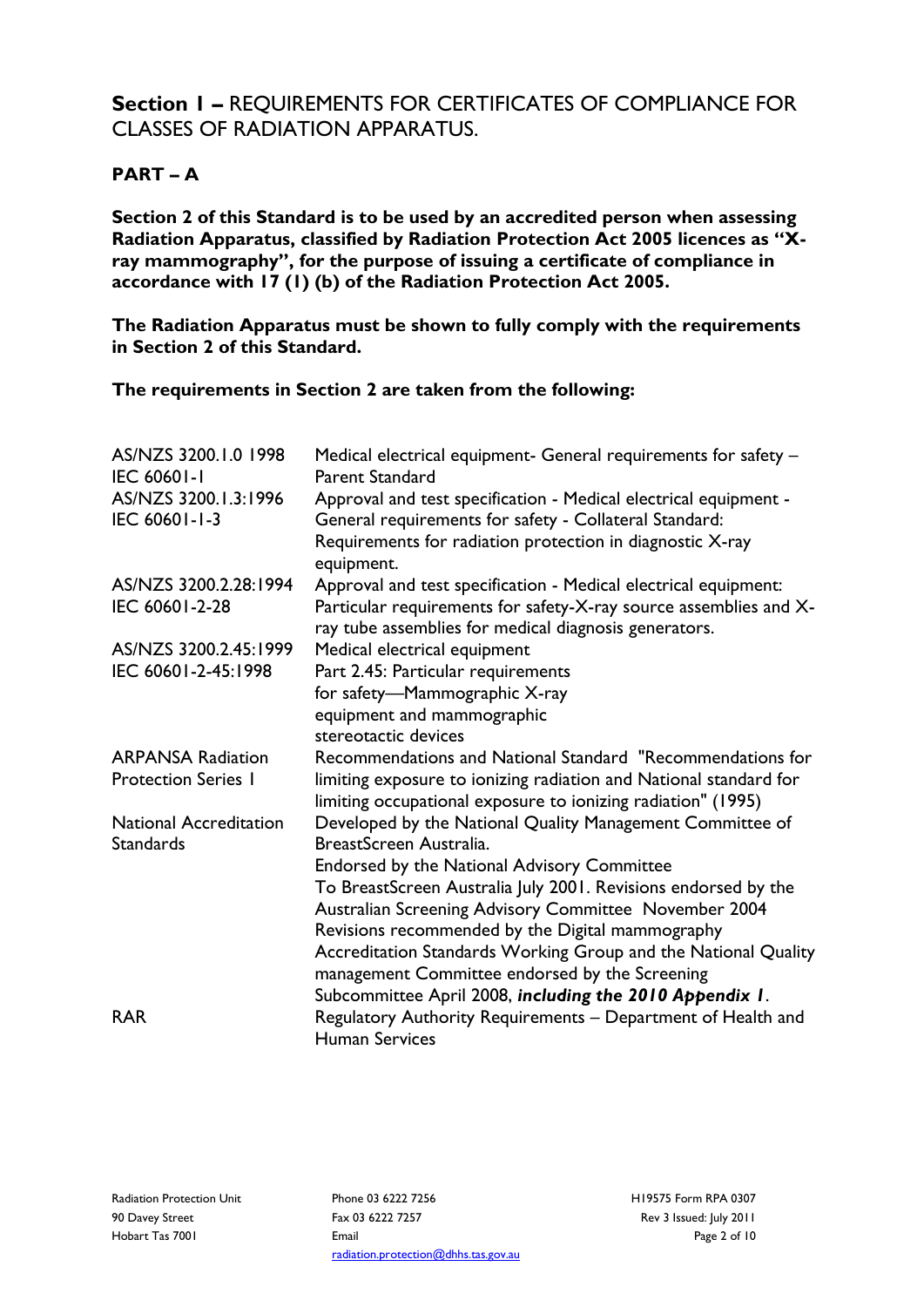## **Section 1 –** REQUIREMENTS FOR CERTIFICATES OF COMPLIANCE FOR CLASSES OF RADIATION APPARATUS.

### **PART – A**

**Section 2 of this Standard is to be used by an accredited person when assessing Radiation Apparatus, classified by Radiation Protection Act 2005 licences as "X-ray mammography", for the purpose of issuing a certificate of compliance in accordance with 17 (1) (b) of the Radiation Protection Act 2005.**

**The Radiation Apparatus must be shown to fully comply with the requirements in Section 2 of this Standard.**

**The requirements in Section 2 are taken from the following:**

| | |
|---|---|
| AS/NZS 3200.1.0 1998<br>IEC 60601-1 | Medical electrical equipment- General requirements for safety – Parent Standard |
| AS/NZS 3200.1.3:1996<br>IEC 60601-1-3 | Approval and test specification - Medical electrical equipment - General requirements for safety - Collateral Standard: Requirements for radiation protection in diagnostic X-ray equipment. |
| AS/NZS 3200.2.28:1994<br>IEC 60601-2-28 | Approval and test specification - Medical electrical equipment: Particular requirements for safety-X-ray source assemblies and X-ray tube assemblies for medical diagnosis generators. |
| AS/NZS 3200.2.45:1999<br>IEC 60601-2-45:1998 | Medical electrical equipment<br>Part 2.45: Particular requirements for safety—Mammographic X-ray equipment and mammographic stereotactic devices |
| ARPANSA Radiation Protection Series 1 | Recommendations and National Standard "Recommendations for limiting exposure to ionizing radiation and National standard for limiting occupational exposure to ionizing radiation" (1995) |
| National Accreditation Standards | Developed by the National Quality Management Committee of BreastScreen Australia.<br>Endorsed by the National Advisory Committee To BreastScreen Australia July 2001. Revisions endorsed by the Australian Screening Advisory Committee November 2004 Revisions recommended by the Digital mammography Accreditation Standards Working Group and the National Quality management Committee endorsed by the Screening Subcommittee April 2008, ***including the 2010 Appendix 1***. |
| RAR | Regulatory Authority Requirements – Department of Health and Human Services |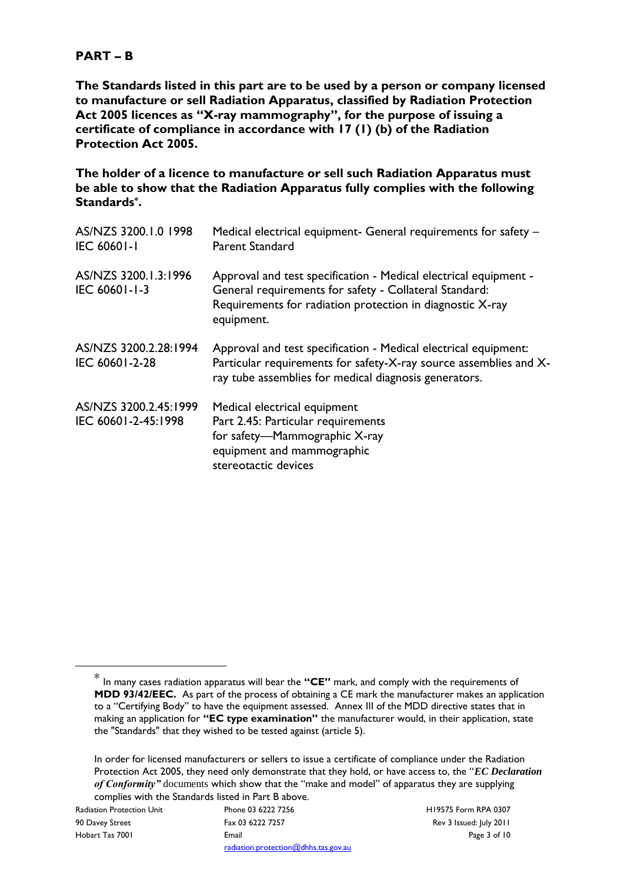## PART – B

**The Standards listed in this part are to be used by a person or company licensed to manufacture or sell Radiation Apparatus, classified by Radiation Protection Act 2005 licences as "X-ray mammography", for the purpose of issuing a certificate of compliance in accordance with 17 (1) (b) of the Radiation Protection Act 2005.**

**The holder of a licence to manufacture or sell such Radiation Apparatus must be able to show that the Radiation Apparatus fully complies with the following Standards*.**

| | |
|---|---|
| AS/NZS 3200.1.0 1998<br>IEC 60601-1 | Medical electrical equipment- General requirements for safety – Parent Standard |
| AS/NZS 3200.1.3:1996<br>IEC 60601-1-3 | Approval and test specification - Medical electrical equipment - General requirements for safety - Collateral Standard: Requirements for radiation protection in diagnostic X-ray equipment. |
| AS/NZS 3200.2.28:1994<br>IEC 60601-2-28 | Approval and test specification - Medical electrical equipment: Particular requirements for safety-X-ray source assemblies and X-ray tube assemblies for medical diagnosis generators. |
| AS/NZS 3200.2.45:1999<br>IEC 60601-2-45:1998 | Medical electrical equipment Part 2.45: Particular requirements for safety—Mammographic X-ray equipment and mammographic stereotactic devices |

---

* In many cases radiation apparatus will bear the **"CE"** mark, and comply with the requirements of **MDD 93/42/EEC.** As part of the process of obtaining a CE mark the manufacturer makes an application to a "Certifying Body" to have the equipment assessed. Annex III of the MDD directive states that in making an application for **"EC type examination"** the manufacturer would, in their application, state the "Standards" that they wished to be tested against (article 5).

In order for licensed manufacturers or sellers to issue a certificate of compliance under the Radiation Protection Act 2005, they need only demonstrate that they hold, or have access to, the "***EC Declaration of Conformity"*** documents which show that the "make and model" of apparatus they are supplying complies with the Standards listed in Part B above.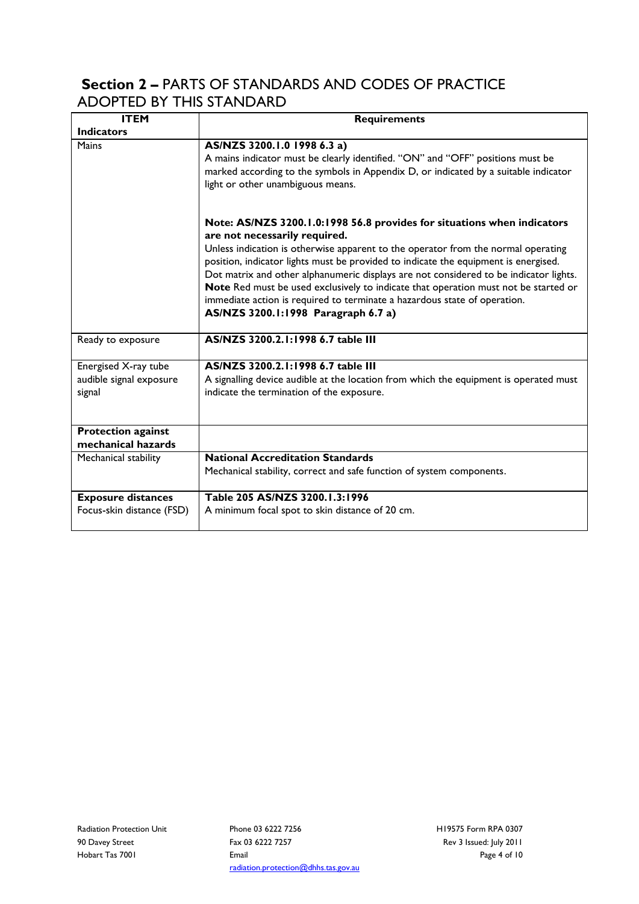## **Section 2 –** PARTS OF STANDARDS AND CODES OF PRACTICE ADOPTED BY THIS STANDARD

| ITEM | Requirements |
|---|---|
| **Indicators** | |
| Mains | **AS/NZS 3200.1.0 1998 6.3 a)**<br>A mains indicator must be clearly identified. "ON" and "OFF" positions must be marked according to the symbols in Appendix D, or indicated by a suitable indicator light or other unambiguous means.<br><br>**Note: AS/NZS 3200.1.0:1998 56.8 provides for situations when indicators are not necessarily required.**<br>Unless indication is otherwise apparent to the operator from the normal operating position, indicator lights must be provided to indicate the equipment is energised. Dot matrix and other alphanumeric displays are not considered to be indicator lights.<br>**Note** Red must be used exclusively to indicate that operation must not be started or immediate action is required to terminate a hazardous state of operation.<br>**AS/NZS 3200.1:1998 Paragraph 6.7 a)** |
| Ready to exposure | **AS/NZS 3200.2.1:1998 6.7 table III** |
| Energised X-ray tube audible signal exposure signal | **AS/NZS 3200.2.1:1998 6.7 table III**<br>A signalling device audible at the location from which the equipment is operated must indicate the termination of the exposure. |
| **Protection against mechanical hazards** | |
| Mechanical stability | **National Accreditation Standards**<br>Mechanical stability, correct and safe function of system components. |
| **Exposure distances**<br>Focus-skin distance (FSD) | **Table 205 AS/NZS 3200.1.3:1996**<br>A minimum focal spot to skin distance of 20 cm. |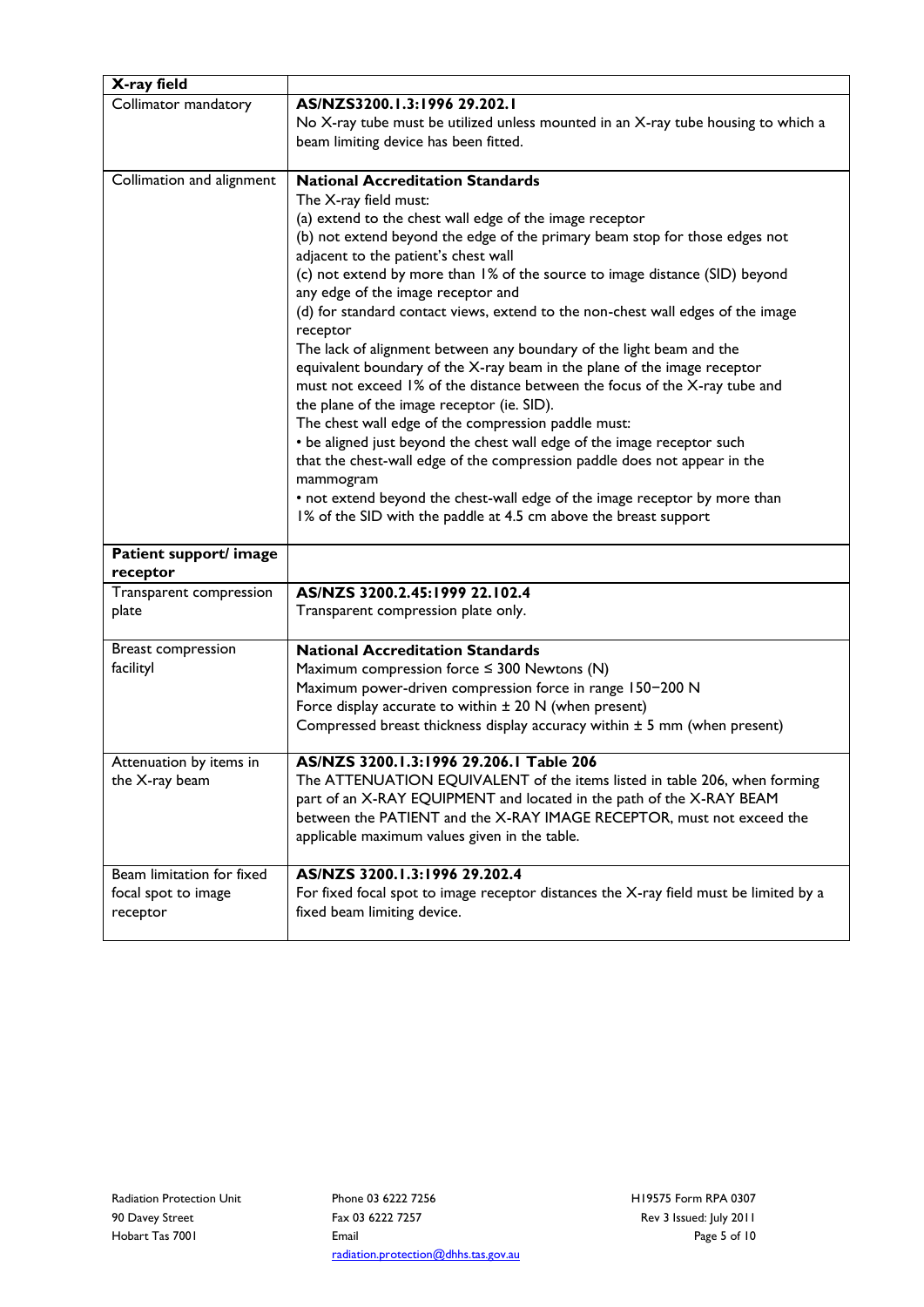| X-ray field | |
|---|---|
| Collimator mandatory | **AS/NZS3200.1.3:1996 29.202.1**<br>No X-ray tube must be utilized unless mounted in an X-ray tube housing to which a beam limiting device has been fitted. |
| Collimation and alignment | **National Accreditation Standards**<br>The X-ray field must:<br>(a) extend to the chest wall edge of the image receptor<br>(b) not extend beyond the edge of the primary beam stop for those edges not adjacent to the patient's chest wall<br>(c) not extend by more than 1% of the source to image distance (SID) beyond any edge of the image receptor and<br>(d) for standard contact views, extend to the non-chest wall edges of the image receptor<br>The lack of alignment between any boundary of the light beam and the equivalent boundary of the X-ray beam in the plane of the image receptor must not exceed 1% of the distance between the focus of the X-ray tube and the plane of the image receptor (ie. SID).<br>The chest wall edge of the compression paddle must:<br>• be aligned just beyond the chest wall edge of the image receptor such that the chest-wall edge of the compression paddle does not appear in the mammogram<br>• not extend beyond the chest-wall edge of the image receptor by more than 1% of the SID with the paddle at 4.5 cm above the breast support |
| **Patient support/ image receptor** | |
| Transparent compression plate | **AS/NZS 3200.2.45:1999 22.102.4**<br>Transparent compression plate only. |
| Breast compression facilityl | **National Accreditation Standards**<br>Maximum compression force ≤ 300 Newtons (N)<br>Maximum power-driven compression force in range 150−200 N<br>Force display accurate to within ± 20 N (when present)<br>Compressed breast thickness display accuracy within ± 5 mm (when present) |
| Attenuation by items in the X-ray beam | **AS/NZS 3200.1.3:1996 29.206.1 Table 206**<br>The ATTENUATION EQUIVALENT of the items listed in table 206, when forming part of an X-RAY EQUIPMENT and located in the path of the X-RAY BEAM between the PATIENT and the X-RAY IMAGE RECEPTOR, must not exceed the applicable maximum values given in the table. |
| Beam limitation for fixed focal spot to image receptor | **AS/NZS 3200.1.3:1996 29.202.4**<br>For fixed focal spot to image receptor distances the X-ray field must be limited by a fixed beam limiting device. |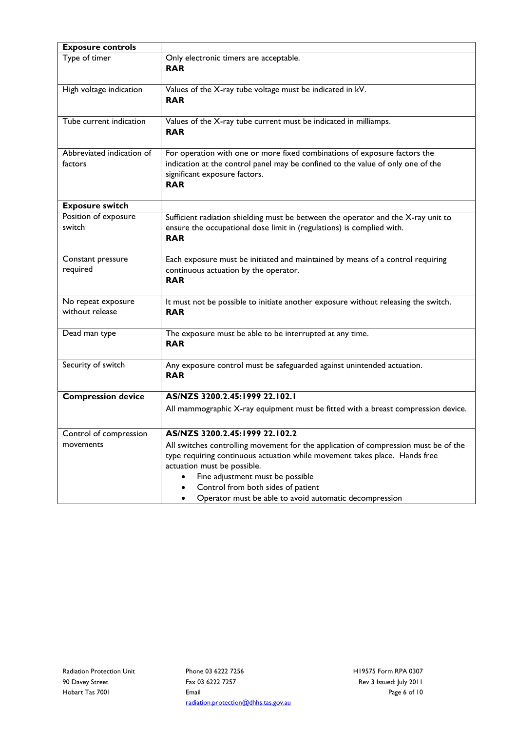| **Exposure controls** | |
|---|---|
| Type of timer | Only electronic timers are acceptable.<br>**RAR** |
| High voltage indication | Values of the X-ray tube voltage must be indicated in kV.<br>**RAR** |
| Tube current indication | Values of the X-ray tube current must be indicated in milliamps.<br>**RAR** |
| Abbreviated indication of factors | For operation with one or more fixed combinations of exposure factors the indication at the control panel may be confined to the value of only one of the significant exposure factors.<br>**RAR** |
| **Exposure switch** | |
| Position of exposure switch | Sufficient radiation shielding must be between the operator and the X-ray unit to ensure the occupational dose limit in (regulations) is complied with.<br>**RAR** |
| Constant pressure required | Each exposure must be initiated and maintained by means of a control requiring continuous actuation by the operator.<br>**RAR** |
| No repeat exposure without release | It must not be possible to initiate another exposure without releasing the switch.<br>**RAR** |
| Dead man type | The exposure must be able to be interrupted at any time.<br>**RAR** |
| Security of switch | Any exposure control must be safeguarded against unintended actuation.<br>**RAR** |
| **Compression device** | **AS/NZS 3200.2.45:1999 22.102.1**<br>All mammographic X-ray equipment must be fitted with a breast compression device. |
| Control of compression movements | **AS/NZS 3200.2.45:1999 22.102.2**<br>All switches controlling movement for the application of compression must be of the type requiring continuous actuation while movement takes place. Hands free actuation must be possible.<br>• Fine adjustment must be possible<br>• Control from both sides of patient<br>• Operator must be able to avoid automatic decompression |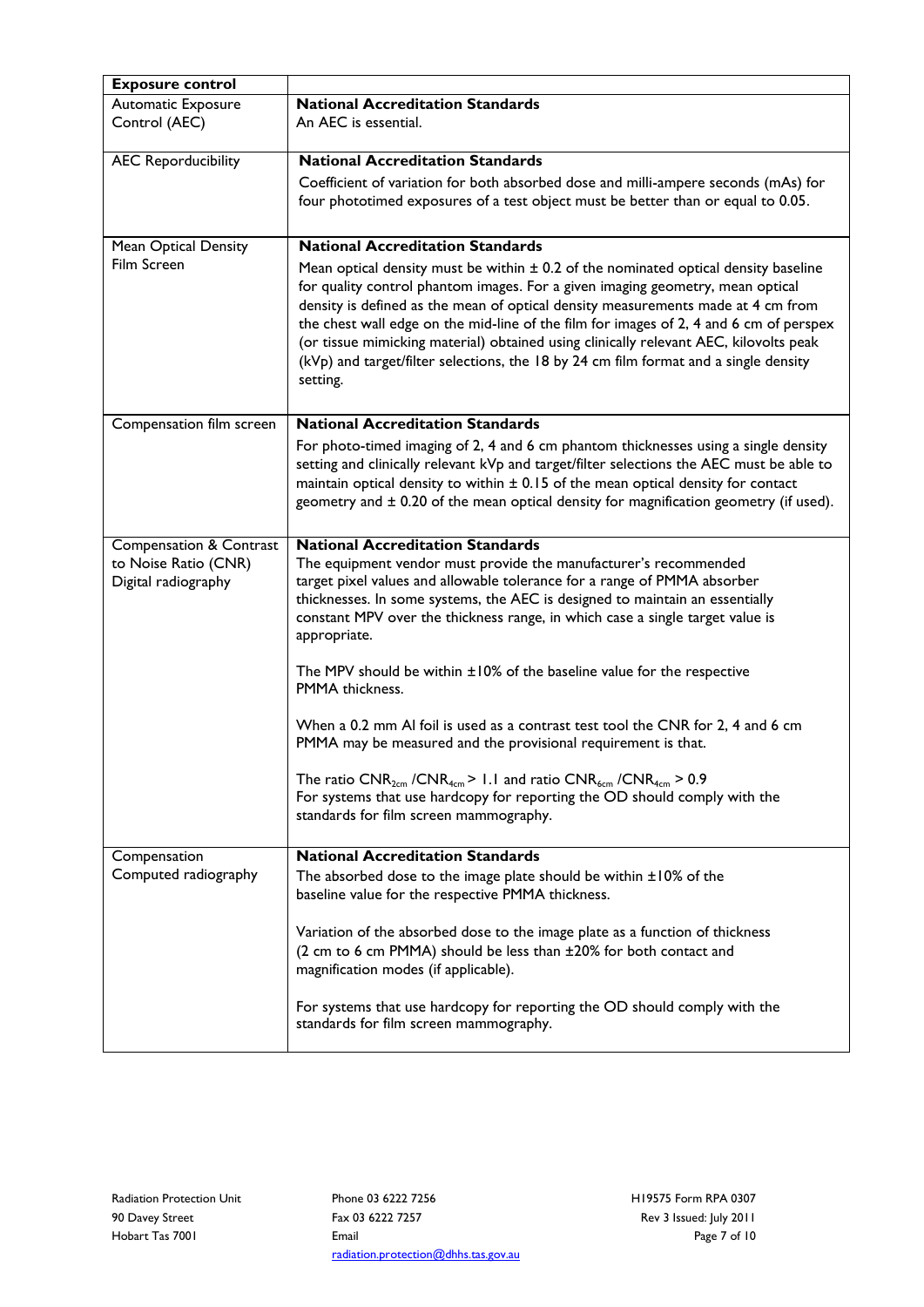| **Exposure control** | |
|---|---|
| Automatic Exposure Control (AEC) | **National Accreditation Standards**<br>An AEC is essential. |
| AEC Reporducibility | **National Accreditation Standards**<br>Coefficient of variation for both absorbed dose and milli-ampere seconds (mAs) for four phototimed exposures of a test object must be better than or equal to 0.05. |
| Mean Optical Density Film Screen | **National Accreditation Standards**<br>Mean optical density must be within ± 0.2 of the nominated optical density baseline for quality control phantom images. For a given imaging geometry, mean optical density is defined as the mean of optical density measurements made at 4 cm from the chest wall edge on the mid-line of the film for images of 2, 4 and 6 cm of perspex (or tissue mimicking material) obtained using clinically relevant AEC, kilovolts peak (kVp) and target/filter selections, the 18 by 24 cm film format and a single density setting. |
| Compensation film screen | **National Accreditation Standards**<br>For photo-timed imaging of 2, 4 and 6 cm phantom thicknesses using a single density setting and clinically relevant kVp and target/filter selections the AEC must be able to maintain optical density to within ± 0.15 of the mean optical density for contact geometry and ± 0.20 of the mean optical density for magnification geometry (if used). |
| Compensation & Contrast to Noise Ratio (CNR) Digital radiography | **National Accreditation Standards**<br>The equipment vendor must provide the manufacturer's recommended target pixel values and allowable tolerance for a range of PMMA absorber thicknesses. In some systems, the AEC is designed to maintain an essentially constant MPV over the thickness range, in which case a single target value is appropriate.<br><br>The MPV should be within ±10% of the baseline value for the respective PMMA thickness.<br><br>When a 0.2 mm Al foil is used as a contrast test tool the CNR for 2, 4 and 6 cm PMMA may be measured and the provisional requirement is that.<br><br>The ratio $CNR_{2cm} / CNR_{4cm} > 1.1$ and ratio $CNR_{6cm} / CNR_{4cm} > 0.9$<br>For systems that use hardcopy for reporting the OD should comply with the standards for film screen mammography. |
| Compensation Computed radiography | **National Accreditation Standards**<br>The absorbed dose to the image plate should be within ±10% of the baseline value for the respective PMMA thickness.<br><br>Variation of the absorbed dose to the image plate as a function of thickness (2 cm to 6 cm PMMA) should be less than ±20% for both contact and magnification modes (if applicable).<br><br>For systems that use hardcopy for reporting the OD should comply with the standards for film screen mammography. |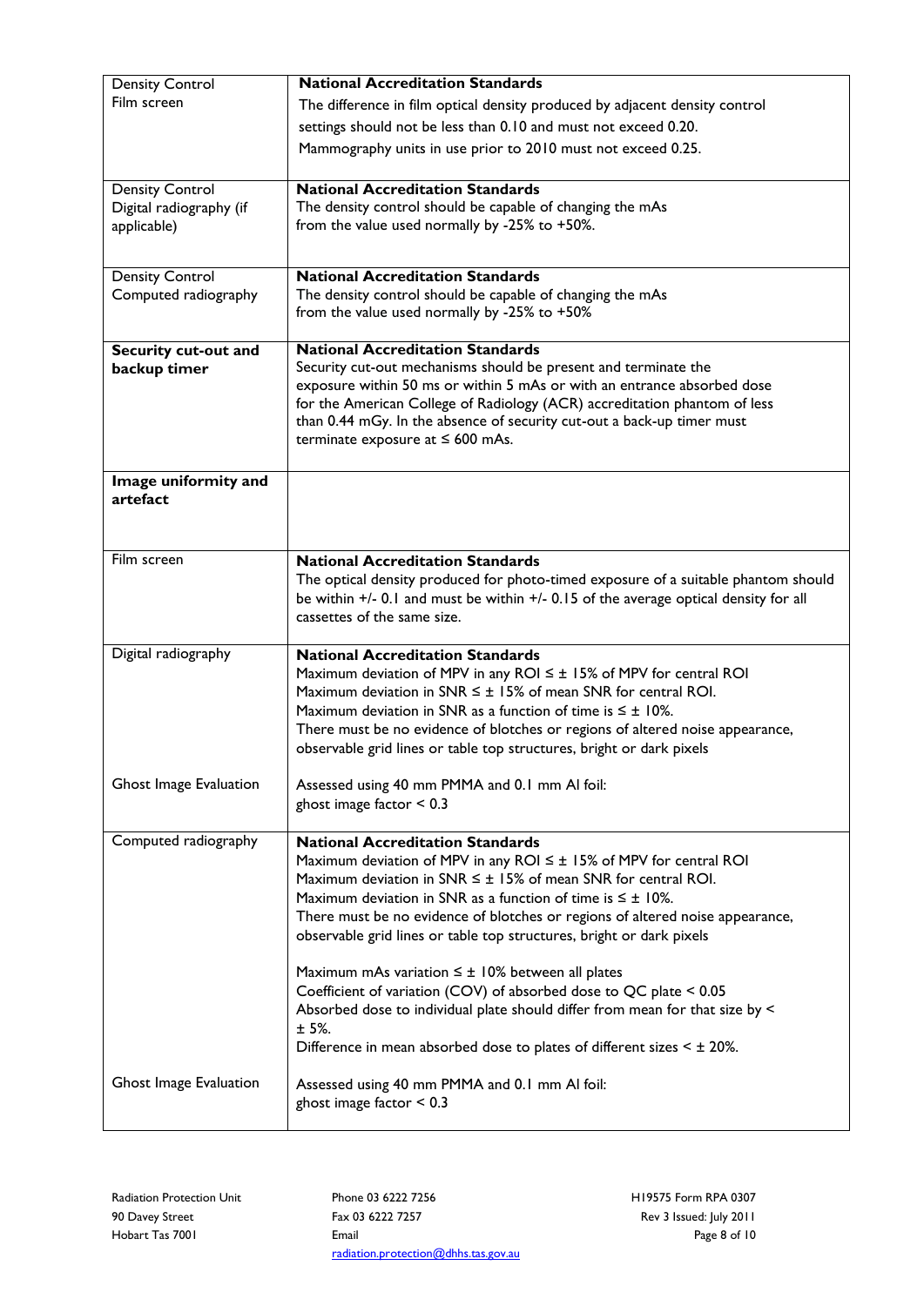| | |
|---|---|
| Density Control<br>Film screen | **National Accreditation Standards**<br>The difference in film optical density produced by adjacent density control settings should not be less than 0.10 and must not exceed 0.20.<br>Mammography units in use prior to 2010 must not exceed 0.25. |
| Density Control<br>Digital radiography (if applicable) | **National Accreditation Standards**<br>The density control should be capable of changing the mAs from the value used normally by -25% to +50%. |
| Density Control<br>Computed radiography | **National Accreditation Standards**<br>The density control should be capable of changing the mAs from the value used normally by -25% to +50% |
| **Security cut-out and backup timer** | **National Accreditation Standards**<br>Security cut-out mechanisms should be present and terminate the exposure within 50 ms or within 5 mAs or with an entrance absorbed dose for the American College of Radiology (ACR) accreditation phantom of less than 0.44 mGy. In the absence of security cut-out a back-up timer must terminate exposure at ≤ 600 mAs. |
| **Image uniformity and artefact** | |
| Film screen | **National Accreditation Standards**<br>The optical density produced for photo-timed exposure of a suitable phantom should be within +/- 0.1 and must be within +/- 0.15 of the average optical density for all cassettes of the same size. |
| Digital radiography<br><br><br><br><br>Ghost Image Evaluation | **National Accreditation Standards**<br>Maximum deviation of MPV in any ROI ≤ ± 15% of MPV for central ROI<br>Maximum deviation in SNR ≤ ± 15% of mean SNR for central ROI.<br>Maximum deviation in SNR as a function of time is ≤ ± 10%.<br>There must be no evidence of blotches or regions of altered noise appearance, observable grid lines or table top structures, bright or dark pixels<br><br>Assessed using 40 mm PMMA and 0.1 mm Al foil:<br>ghost image factor < 0.3 |
| Computed radiography<br><br><br><br><br><br><br><br><br><br><br>Ghost Image Evaluation | **National Accreditation Standards**<br>Maximum deviation of MPV in any ROI ≤ ± 15% of MPV for central ROI<br>Maximum deviation in SNR ≤ ± 15% of mean SNR for central ROI.<br>Maximum deviation in SNR as a function of time is ≤ ± 10%.<br>There must be no evidence of blotches or regions of altered noise appearance, observable grid lines or table top structures, bright or dark pixels<br><br>Maximum mAs variation ≤ ± 10% between all plates<br>Coefficient of variation (COV) of absorbed dose to QC plate < 0.05<br>Absorbed dose to individual plate should differ from mean for that size by < ± 5%.<br>Difference in mean absorbed dose to plates of different sizes < ± 20%.<br><br>Assessed using 40 mm PMMA and 0.1 mm Al foil:<br>ghost image factor < 0.3 |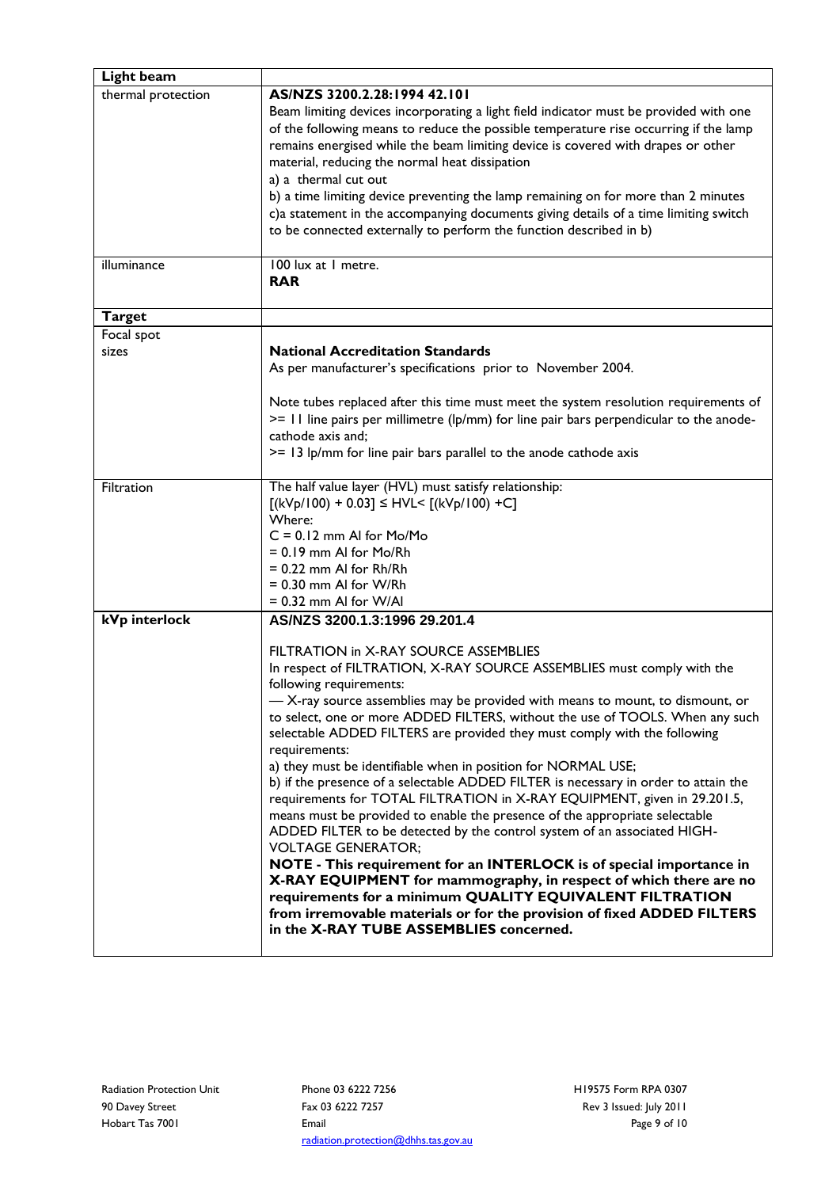| **Light beam** | |
|---|---|
| thermal protection | **AS/NZS 3200.2.28:1994 42.101**<br>Beam limiting devices incorporating a light field indicator must be provided with one of the following means to reduce the possible temperature rise occurring if the lamp remains energised while the beam limiting device is covered with drapes or other material, reducing the normal heat dissipation<br>a) a thermal cut out<br>b) a time limiting device preventing the lamp remaining on for more than 2 minutes<br>c)a statement in the accompanying documents giving details of a time limiting switch to be connected externally to perform the function described in b) |
| illuminance | 100 lux at 1 metre.<br>**RAR** |
| **Target** | |
| Focal spot sizes | **National Accreditation Standards**<br>As per manufacturer's specifications prior to November 2004.<br><br>Note tubes replaced after this time must meet the system resolution requirements of >= 11 line pairs per millimetre (lp/mm) for line pair bars perpendicular to the anode-cathode axis and;<br>>= 13 lp/mm for line pair bars parallel to the anode cathode axis |
| Filtration | The half value layer (HVL) must satisfy relationship:<br>$[(kVp/100) + 0.03] \leq HVL < [(kVp/100) + C]$<br>Where:<br>C = 0.12 mm Al for Mo/Mo<br>= 0.19 mm Al for Mo/Rh<br>= 0.22 mm Al for Rh/Rh<br>= 0.30 mm Al for W/Rh<br>= 0.32 mm Al for W/Al |
| **kVp interlock** | **AS/NZS 3200.1.3:1996 29.201.4**<br><br>FILTRATION in X-RAY SOURCE ASSEMBLIES<br>In respect of FILTRATION, X-RAY SOURCE ASSEMBLIES must comply with the following requirements:<br>— X-ray source assemblies may be provided with means to mount, to dismount, or to select, one or more ADDED FILTERS, without the use of TOOLS. When any such selectable ADDED FILTERS are provided they must comply with the following requirements:<br>a) they must be identifiable when in position for NORMAL USE;<br>b) if the presence of a selectable ADDED FILTER is necessary in order to attain the requirements for TOTAL FILTRATION in X-RAY EQUIPMENT, given in 29.201.5, means must be provided to enable the presence of the appropriate selectable ADDED FILTER to be detected by the control system of an associated HIGH-VOLTAGE GENERATOR;<br>**NOTE - This requirement for an INTERLOCK is of special importance in X-RAY EQUIPMENT for mammography, in respect of which there are no requirements for a minimum QUALITY EQUIVALENT FILTRATION from irremovable materials or for the provision of fixed ADDED FILTERS in the X-RAY TUBE ASSEMBLIES concerned.** |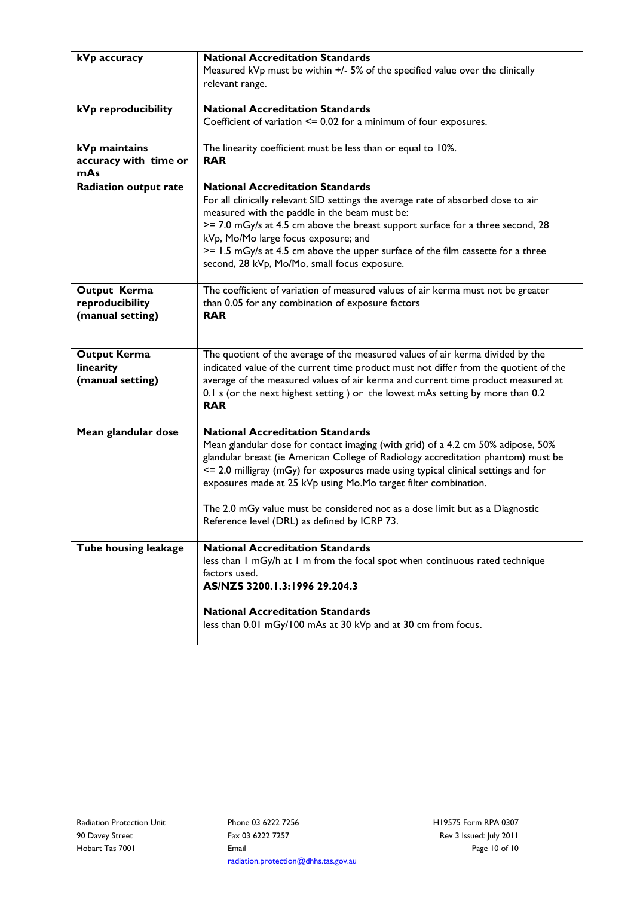| | |
|---|---|
| **kVp accuracy**<br><br><br>**kVp reproducibility** | **National Accreditation Standards**<br>Measured kVp must be within +/- 5% of the specified value over the clinically relevant range.<br><br>**National Accreditation Standards**<br>Coefficient of variation <= 0.02 for a minimum of four exposures. |
| **kVp maintains accuracy with time or mAs** | The linearity coefficient must be less than or equal to 10%.<br>**RAR** |
| **Radiation output rate** | **National Accreditation Standards**<br>For all clinically relevant SID settings the average rate of absorbed dose to air measured with the paddle in the beam must be:<br>>= 7.0 mGy/s at 4.5 cm above the breast support surface for a three second, 28 kVp, Mo/Mo large focus exposure; and<br>>= 1.5 mGy/s at 4.5 cm above the upper surface of the film cassette for a three second, 28 kVp, Mo/Mo, small focus exposure. |
| **Output Kerma reproducibility (manual setting)** | The coefficient of variation of measured values of air kerma must not be greater than 0.05 for any combination of exposure factors<br>**RAR** |
| **Output Kerma linearity (manual setting)** | The quotient of the average of the measured values of air kerma divided by the indicated value of the current time product must not differ from the quotient of the average of the measured values of air kerma and current time product measured at 0.1 s (or the next highest setting ) or the lowest mAs setting by more than 0.2<br>**RAR** |
| **Mean glandular dose** | **National Accreditation Standards**<br>Mean glandular dose for contact imaging (with grid) of a 4.2 cm 50% adipose, 50% glandular breast (ie American College of Radiology accreditation phantom) must be <= 2.0 milligray (mGy) for exposures made using typical clinical settings and for exposures made at 25 kVp using Mo.Mo target filter combination.<br><br>The 2.0 mGy value must be considered not as a dose limit but as a Diagnostic Reference level (DRL) as defined by ICRP 73. |
| **Tube housing leakage** | **National Accreditation Standards**<br>less than 1 mGy/h at 1 m from the focal spot when continuous rated technique factors used.<br>**AS/NZS 3200.1.3:1996 29.204.3**<br><br>**National Accreditation Standards**<br>less than 0.01 mGy/100 mAs at 30 kVp and at 30 cm from focus. |